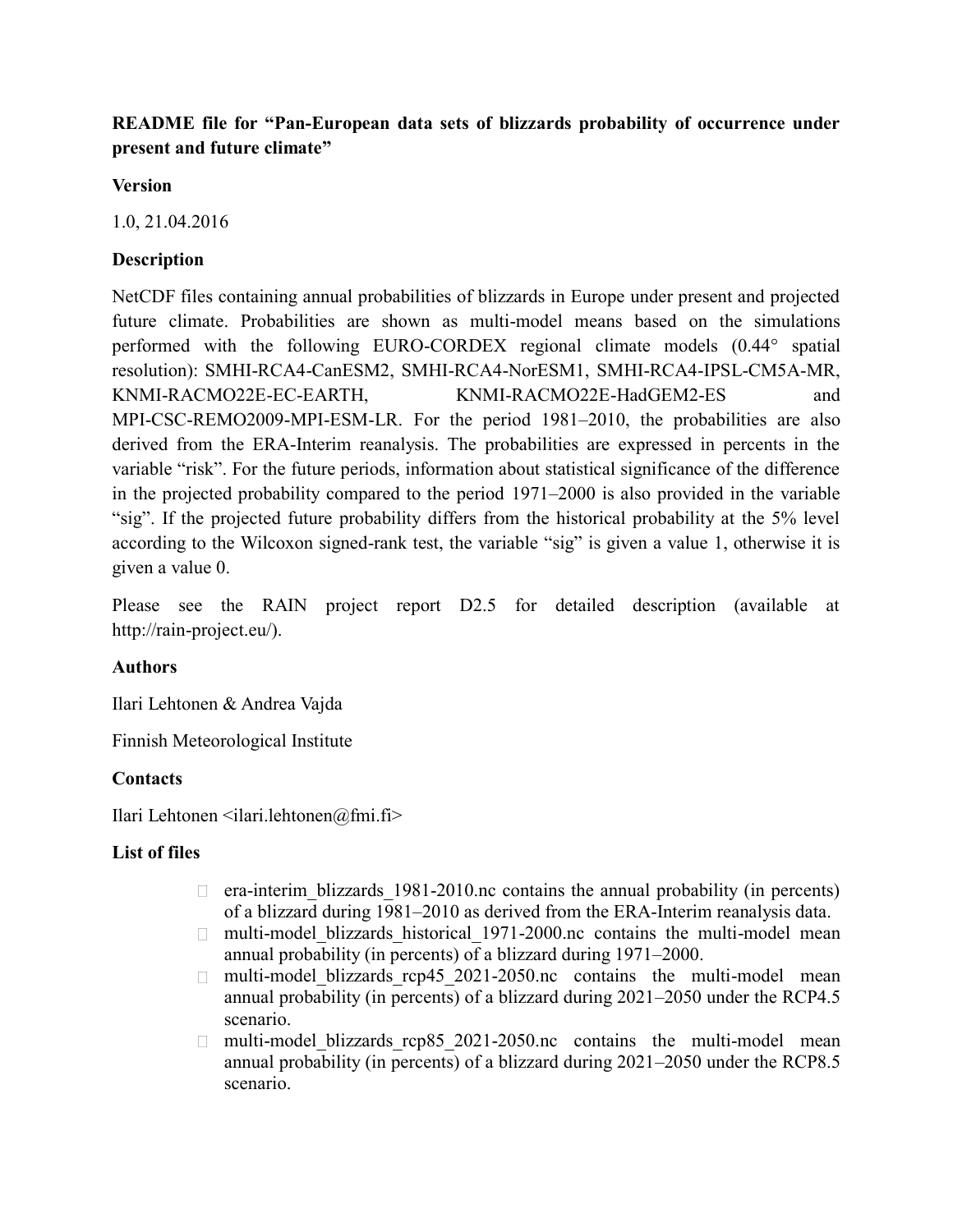**README file for "Pan-European data sets of blizzards probability of occurrence under present and future climate"**

**Version**

1.0, 21.04.2016

**Description**

NetCDF files containing annual probabilities of blizzards in Europe under present and projected future climate. Probabilities are shown as multi-model means based on the simulations performed with the following EURO-CORDEX regional climate models (0.44° spatial resolution): SMHI-RCA4-CanESM2, SMHI-RCA4-NorESM1, SMHI-RCA4-IPSL-CM5A-MR, KNMI-RACMO22E-EC-EARTH, KNMI-RACMO22E-HadGEM2-ES and MPI-CSC-REMO2009-MPI-ESM-LR. For the period 1981–2010, the probabilities are also derived from the ERA-Interim reanalysis. The probabilities are expressed in percents in the variable "risk". For the future periods, information about statistical significance of the difference in the projected probability compared to the period 1971–2000 is also provided in the variable "sig". If the projected future probability differs from the historical probability at the 5% level according to the Wilcoxon signed-rank test, the variable "sig" is given a value 1, otherwise it is given a value 0.

Please see the RAIN project report D2.5 for detailed description (available at http://rain-project.eu/).

**Authors**

Ilari Lehtonen & Andrea Vajda

Finnish Meteorological Institute

**Contacts**

Ilari Lehtonen <ilari.lehtonen@fmi.fi>

**List of files**

- era-interim_blizzards_1981-2010.nc contains the annual probability (in percents) of a blizzard during 1981–2010 as derived from the ERA-Interim reanalysis data.
- multi-model_blizzards_historical_1971-2000.nc contains the multi-model mean annual probability (in percents) of a blizzard during 1971–2000.
- multi-model_blizzards_rcp45_2021-2050.nc contains the multi-model mean annual probability (in percents) of a blizzard during 2021–2050 under the RCP4.5 scenario.
- multi-model_blizzards_rcp85_2021-2050.nc contains the multi-model mean annual probability (in percents) of a blizzard during 2021–2050 under the RCP8.5 scenario.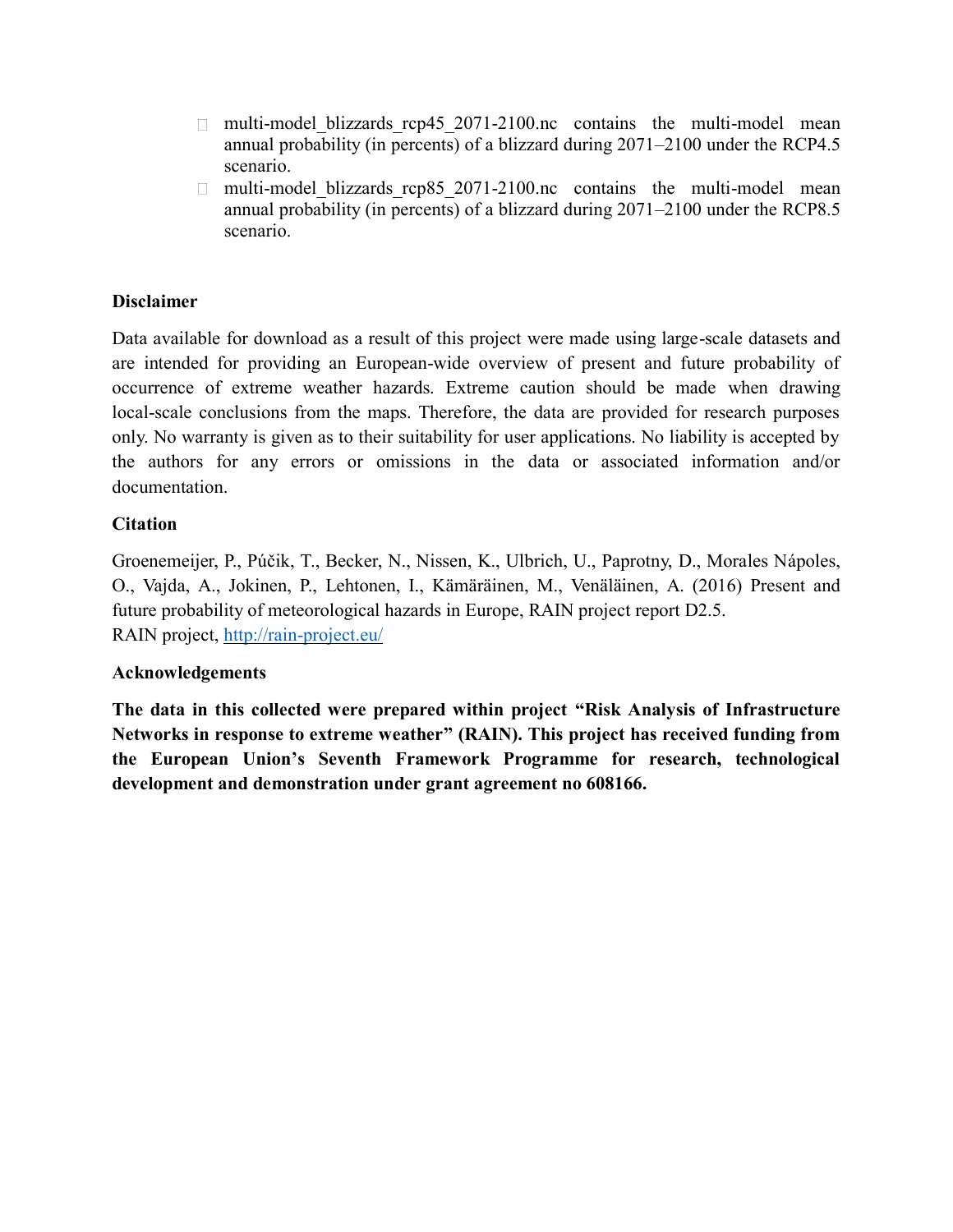- multi-model_blizzards_rcp45_2071-2100.nc contains the multi-model mean annual probability (in percents) of a blizzard during 2071–2100 under the RCP4.5 scenario.
- multi-model_blizzards_rcp85_2071-2100.nc contains the multi-model mean annual probability (in percents) of a blizzard during 2071–2100 under the RCP8.5 scenario.

**Disclaimer**

Data available for download as a result of this project were made using large-scale datasets and are intended for providing an European-wide overview of present and future probability of occurrence of extreme weather hazards. Extreme caution should be made when drawing local-scale conclusions from the maps. Therefore, the data are provided for research purposes only. No warranty is given as to their suitability for user applications. No liability is accepted by the authors for any errors or omissions in the data or associated information and/or documentation.

**Citation**

Groenemeijer, P., Púčik, T., Becker, N., Nissen, K., Ulbrich, U., Paprotny, D., Morales Nápoles, O., Vajda, A., Jokinen, P., Lehtonen, I., Kämäräinen, M., Venäläinen, A. (2016) Present and future probability of meteorological hazards in Europe, RAIN project report D2.5.
RAIN project, http://rain-project.eu/

**Acknowledgements**

**The data in this collected were prepared within project "Risk Analysis of Infrastructure Networks in response to extreme weather" (RAIN). This project has received funding from the European Union's Seventh Framework Programme for research, technological development and demonstration under grant agreement no 608166.**